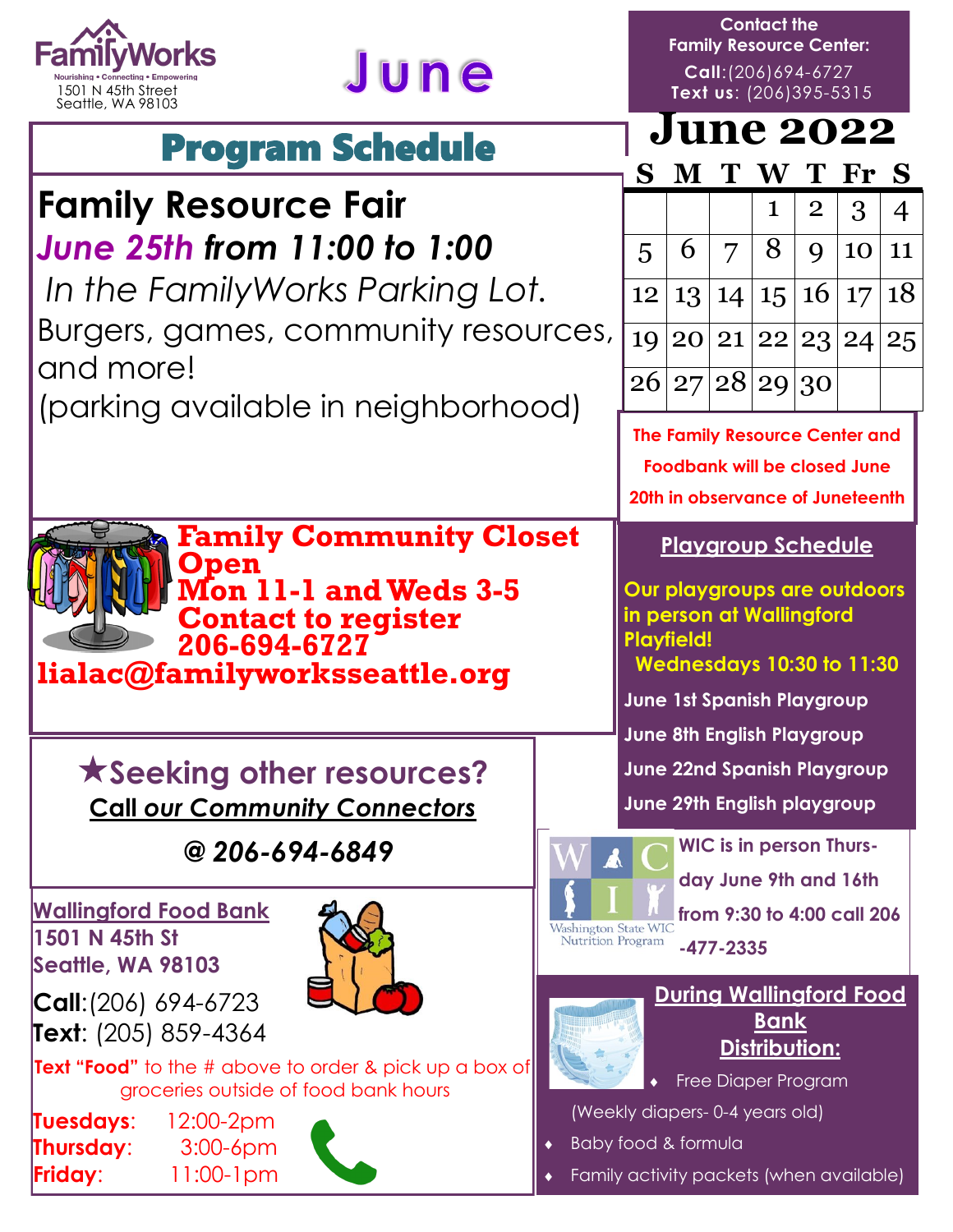FamilyWorks

Nourishing • Connecting • Empowering

1501 N 45th Street
Seattle, WA 98103

# June

**Contact the Family Resource Center:**

**Call:** (206)694-6727
**Text us:** (206)395-5315

## Program Schedule

### Family Resource Fair

***June 25th from 11:00 to 1:00***

*In the FamilyWorks Parking Lot.*

Burgers, games, community resources, and more!

(parking available in neighborhood)

## June 2022

| S | M | T | W | T | Fr | S |
|---|---|---|---|---|---|---|
| | | | 1 | 2 | 3 | 4 |
| 5 | 6 | 7 | 8 | 9 | 10 | 11 |
| 12 | 13 | 14 | 15 | 16 | 17 | 18 |
| 19 | 20 | 21 | 22 | 23 | 24 | 25 |
| 26 | 27 | 28 | 29 | 30 | | |

**The Family Resource Center and Foodbank will be closed June 20th in observance of Juneteenth**

### Family Community Closet Open

**Mon 11-1 and Weds 3-5**

**Contact to register**

**206-694-6727**

**lialac@familyworksseattle.org**

### Playgroup Schedule

**Our playgroups are outdoors in person at Wallingford Playfield!**

**Wednesdays 10:30 to 11:30**

June 1st Spanish Playgroup

June 8th English Playgroup

June 22nd Spanish Playgroup

June 29th English playgroup

### ★Seeking other resources?

**Call *our Community Connectors***

***@ 206-694-6849***

Washington State WIC Nutrition Program

WIC is in person Thursday June 9th and 16th from 9:30 to 4:00 call 206-477-2335

### Wallingford Food Bank

**1501 N 45th St**
**Seattle, WA 98103**

**Call:** (206) 694-6723
**Text:** (205) 859-4364

**Text "Food"** to the # above to order & pick up a box of groceries outside of food bank hours

**Tuesdays:** 12:00-2pm
**Thursday:** 3:00-6pm
**Friday:** 11:00-1pm

### During Wallingford Food Bank Distribution:

- Free Diaper Program (Weekly diapers- 0-4 years old)
- Baby food & formula
- Family activity packets (when available)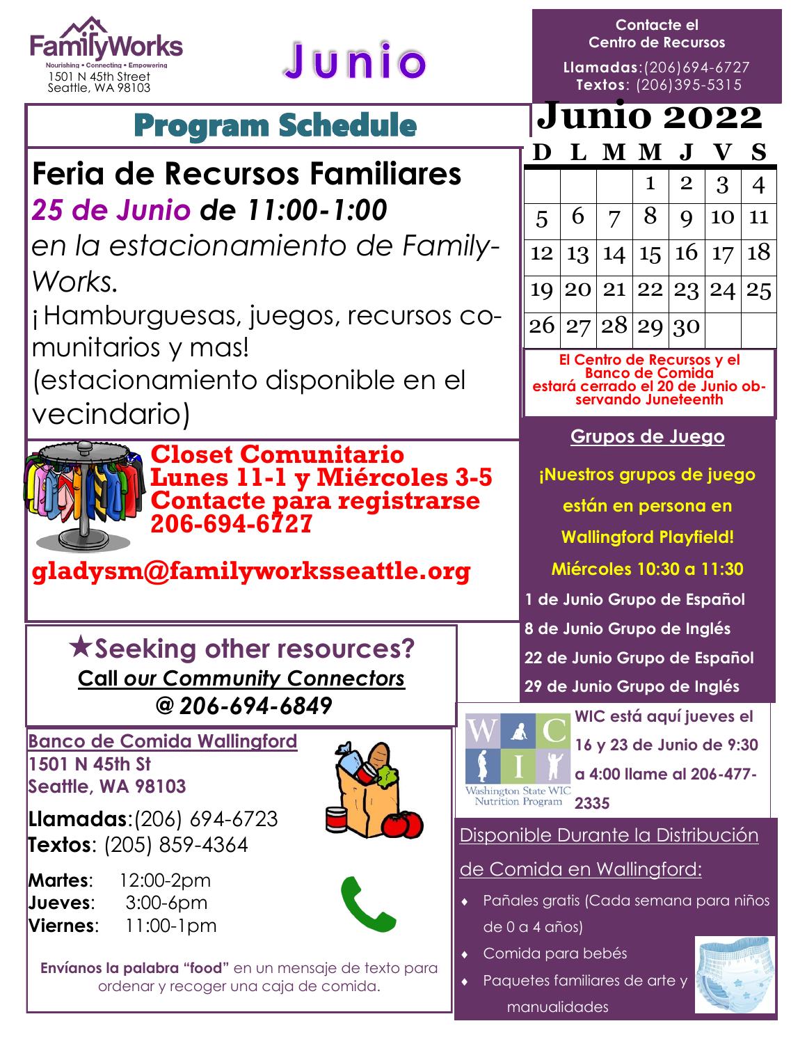FamilyWorks
Nourishing • Connecting • Empowering
1501 N 45th Street
Seattle, WA 98103

# Junio

**Contacte el Centro de Recursos**

**Llamadas**:(206)694-6727
**Textos**: (206)395-5315

## Program Schedule

### Feria de Recursos Familiares

***25 de Junio* de 11:00-1:00**

*en la estacionamiento de Family-Works.*

¡Hamburguesas, juegos, recursos comunitarios y mas!
(estacionamiento disponible en el vecindario)

**Closet Comunitario**
**Lunes 11-1 y Miércoles 3-5**
**Contacte para registrarse**
**206-694-6727**

**gladysm@familyworksseattle.org**

## Junio 2022

| D | L | M | M | J | V | S |
|---|---|---|---|---|---|---|
| | | | 1 | 2 | 3 | 4 |
| 5 | 6 | 7 | 8 | 9 | 10 | 11 |
| 12 | 13 | 14 | 15 | 16 | 17 | 18 |
| 19 | 20 | 21 | 22 | 23 | 24 | 25 |
| 26 | 27 | 28 | 29 | 30 | | |

**El Centro de Recursos y el Banco de Comida estará cerrado el 20 de Junio observando Juneteenth**

### Grupos de Juego

**¡Nuestros grupos de juego están en persona en Wallingford Playfield!**

**Miércoles 10:30 a 11:30**

**1 de Junio Grupo de Español**
**8 de Junio Grupo de Inglés**
**22 de Junio Grupo de Español**
**29 de Junio Grupo de Inglés**

### ★Seeking other resources?

**Call *our* Community Connectors**
**@ *206-694-6849***

**Banco de Comida Wallingford**
**1501 N 45th St**
**Seattle, WA 98103**

**Llamadas**:(206) 694-6723
**Textos**: (205) 859-4364

**Martes**: 12:00-2pm
**Jueves**: 3:00-6pm
**Viernes**: 11:00-1pm

**Envíanos la palabra "food"** en un mensaje de texto para ordenar y recoger una caja de comida.

Washington State WIC Nutrition Program

**WIC está aquí jueves el 16 y 23 de Junio de 9:30 a 4:00 llame al 206-477-2335**

Disponible Durante la Distribución de Comida en Wallingford:

- Pañales gratis (Cada semana para niños de 0 a 4 años)
- Comida para bebés
- Paquetes familiares de arte y manualidades